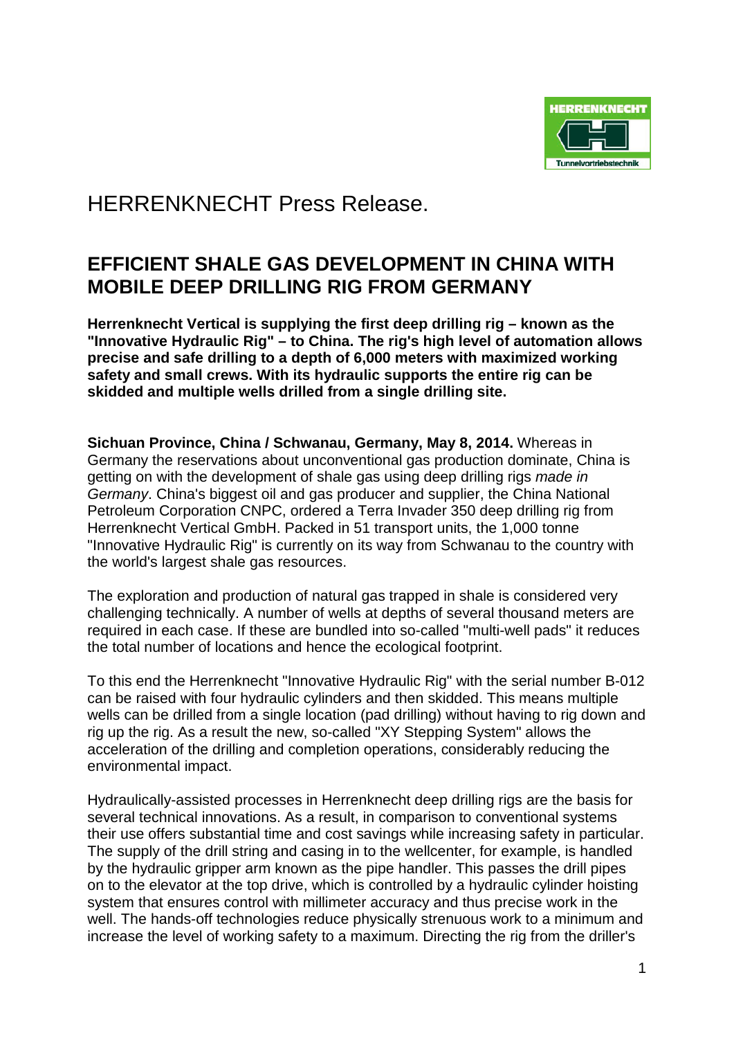# HERRENKNECHT Press Release.

## EFFICIENT SHALE GAS DEVELOPMENT IN CHINA WITH MOBILE DEEP DRILLING RIG FROM GERMANY

**Herrenknecht Vertical is supplying the first deep drilling rig – known as the "Innovative Hydraulic Rig" – to China. The rig's high level of automation allows precise and safe drilling to a depth of 6,000 meters with maximized working safety and small crews. With its hydraulic supports the entire rig can be skidded and multiple wells drilled from a single drilling site.**

**Sichuan Province, China / Schwanau, Germany, May 8, 2014.** Whereas in Germany the reservations about unconventional gas production dominate, China is getting on with the development of shale gas using deep drilling rigs *made in Germany*. China's biggest oil and gas producer and supplier, the China National Petroleum Corporation CNPC, ordered a Terra Invader 350 deep drilling rig from Herrenknecht Vertical GmbH. Packed in 51 transport units, the 1,000 tonne "Innovative Hydraulic Rig" is currently on its way from Schwanau to the country with the world's largest shale gas resources.

The exploration and production of natural gas trapped in shale is considered very challenging technically. A number of wells at depths of several thousand meters are required in each case. If these are bundled into so-called "multi-well pads" it reduces the total number of locations and hence the ecological footprint.

To this end the Herrenknecht "Innovative Hydraulic Rig" with the serial number B-012 can be raised with four hydraulic cylinders and then skidded. This means multiple wells can be drilled from a single location (pad drilling) without having to rig down and rig up the rig. As a result the new, so-called "XY Stepping System" allows the acceleration of the drilling and completion operations, considerably reducing the environmental impact.

Hydraulically-assisted processes in Herrenknecht deep drilling rigs are the basis for several technical innovations. As a result, in comparison to conventional systems their use offers substantial time and cost savings while increasing safety in particular. The supply of the drill string and casing in to the wellcenter, for example, is handled by the hydraulic gripper arm known as the pipe handler. This passes the drill pipes on to the elevator at the top drive, which is controlled by a hydraulic cylinder hoisting system that ensures control with millimeter accuracy and thus precise work in the well. The hands-off technologies reduce physically strenuous work to a minimum and increase the level of working safety to a maximum. Directing the rig from the driller's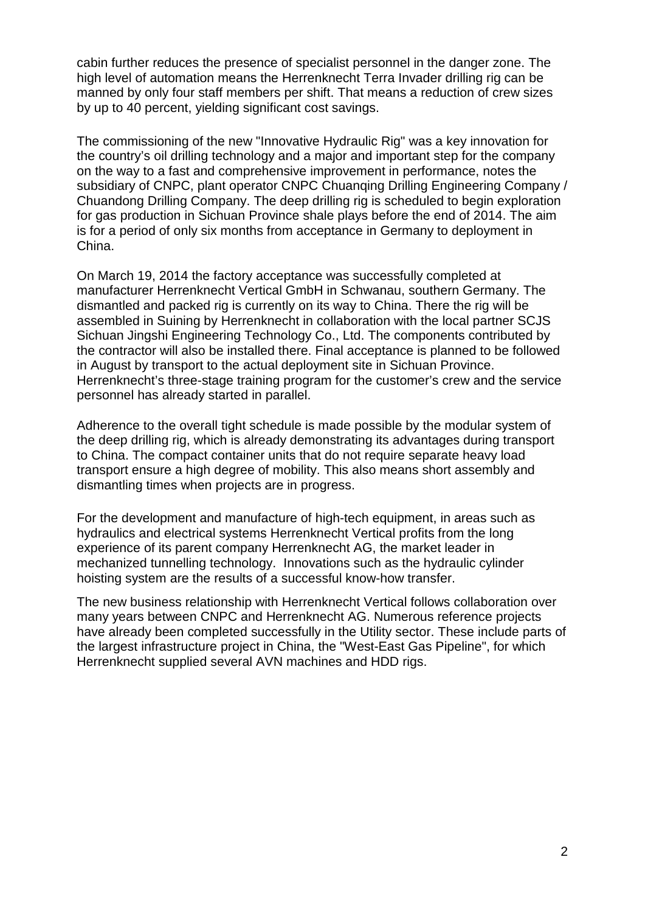cabin further reduces the presence of specialist personnel in the danger zone. The high level of automation means the Herrenknecht Terra Invader drilling rig can be manned by only four staff members per shift. That means a reduction of crew sizes by up to 40 percent, yielding significant cost savings.

The commissioning of the new "Innovative Hydraulic Rig" was a key innovation for the country's oil drilling technology and a major and important step for the company on the way to a fast and comprehensive improvement in performance, notes the subsidiary of CNPC, plant operator CNPC Chuanqing Drilling Engineering Company / Chuandong Drilling Company. The deep drilling rig is scheduled to begin exploration for gas production in Sichuan Province shale plays before the end of 2014. The aim is for a period of only six months from acceptance in Germany to deployment in China.

On March 19, 2014 the factory acceptance was successfully completed at manufacturer Herrenknecht Vertical GmbH in Schwanau, southern Germany. The dismantled and packed rig is currently on its way to China. There the rig will be assembled in Suining by Herrenknecht in collaboration with the local partner SCJS Sichuan Jingshi Engineering Technology Co., Ltd. The components contributed by the contractor will also be installed there. Final acceptance is planned to be followed in August by transport to the actual deployment site in Sichuan Province. Herrenknecht's three-stage training program for the customer's crew and the service personnel has already started in parallel.

Adherence to the overall tight schedule is made possible by the modular system of the deep drilling rig, which is already demonstrating its advantages during transport to China. The compact container units that do not require separate heavy load transport ensure a high degree of mobility. This also means short assembly and dismantling times when projects are in progress.

For the development and manufacture of high-tech equipment, in areas such as hydraulics and electrical systems Herrenknecht Vertical profits from the long experience of its parent company Herrenknecht AG, the market leader in mechanized tunnelling technology. Innovations such as the hydraulic cylinder hoisting system are the results of a successful know-how transfer.

The new business relationship with Herrenknecht Vertical follows collaboration over many years between CNPC and Herrenknecht AG. Numerous reference projects have already been completed successfully in the Utility sector. These include parts of the largest infrastructure project in China, the "West-East Gas Pipeline", for which Herrenknecht supplied several AVN machines and HDD rigs.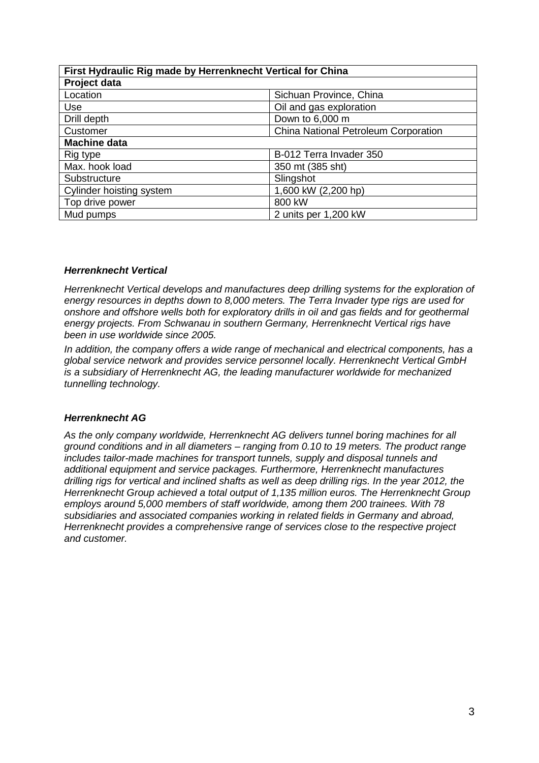| First Hydraulic Rig made by Herrenknecht Vertical for China | |
|---|---|
| **Project data** | |
| Location | Sichuan Province, China |
| Use | Oil and gas exploration |
| Drill depth | Down to 6,000 m |
| Customer | China National Petroleum Corporation |
| **Machine data** | |
| Rig type | B-012 Terra Invader 350 |
| Max. hook load | 350 mt (385 sht) |
| Substructure | Slingshot |
| Cylinder hoisting system | 1,600 kW (2,200 hp) |
| Top drive power | 800 kW |
| Mud pumps | 2 units per 1,200 kW |

***Herrenknecht Vertical***

*Herrenknecht Vertical develops and manufactures deep drilling systems for the exploration of energy resources in depths down to 8,000 meters. The Terra Invader type rigs are used for onshore and offshore wells both for exploratory drills in oil and gas fields and for geothermal energy projects. From Schwanau in southern Germany, Herrenknecht Vertical rigs have been in use worldwide since 2005.*

*In addition, the company offers a wide range of mechanical and electrical components, has a global service network and provides service personnel locally. Herrenknecht Vertical GmbH is a subsidiary of Herrenknecht AG, the leading manufacturer worldwide for mechanized tunnelling technology.*

***Herrenknecht AG***

*As the only company worldwide, Herrenknecht AG delivers tunnel boring machines for all ground conditions and in all diameters – ranging from 0.10 to 19 meters. The product range includes tailor-made machines for transport tunnels, supply and disposal tunnels and additional equipment and service packages. Furthermore, Herrenknecht manufactures drilling rigs for vertical and inclined shafts as well as deep drilling rigs. In the year 2012, the Herrenknecht Group achieved a total output of 1,135 million euros. The Herrenknecht Group employs around 5,000 members of staff worldwide, among them 200 trainees. With 78 subsidiaries and associated companies working in related fields in Germany and abroad, Herrenknecht provides a comprehensive range of services close to the respective project and customer.*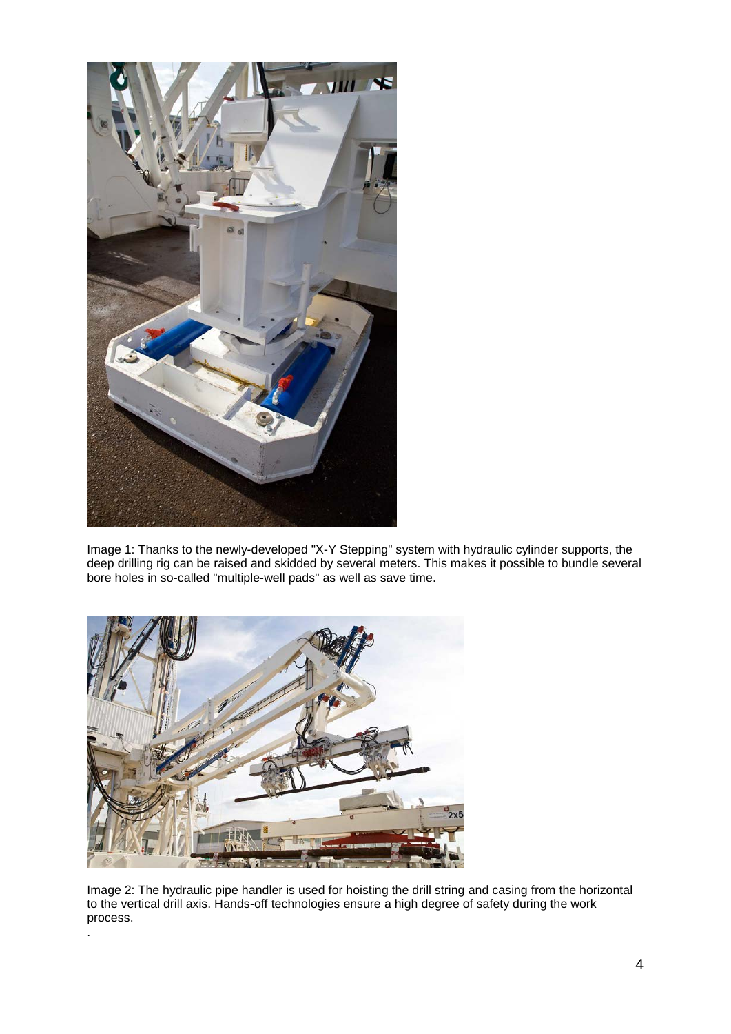Image 1: Thanks to the newly-developed "X-Y Stepping" system with hydraulic cylinder supports, the deep drilling rig can be raised and skidded by several meters. This makes it possible to bundle several bore holes in so-called "multiple-well pads" as well as save time.

Image 2: The hydraulic pipe handler is used for hoisting the drill string and casing from the horizontal to the vertical drill axis. Hands-off technologies ensure a high degree of safety during the work process.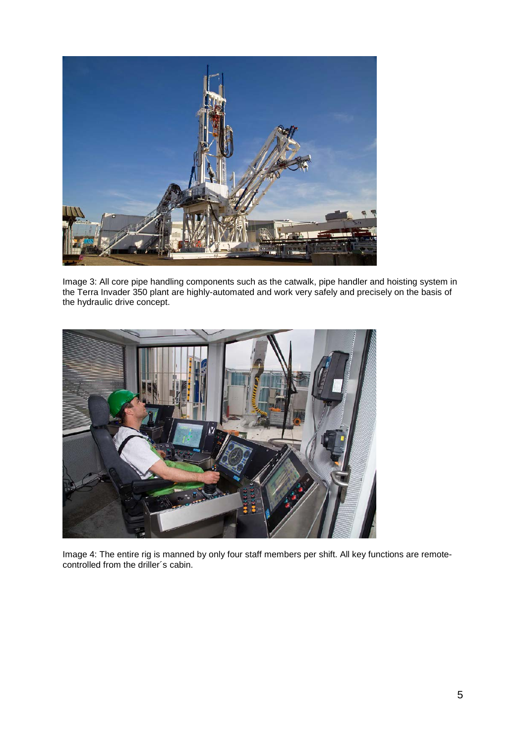Image 3: All core pipe handling components such as the catwalk, pipe handler and hoisting system in the Terra Invader 350 plant are highly-automated and work very safely and precisely on the basis of the hydraulic drive concept.

Image 4: The entire rig is manned by only four staff members per shift. All key functions are remote-controlled from the driller´s cabin.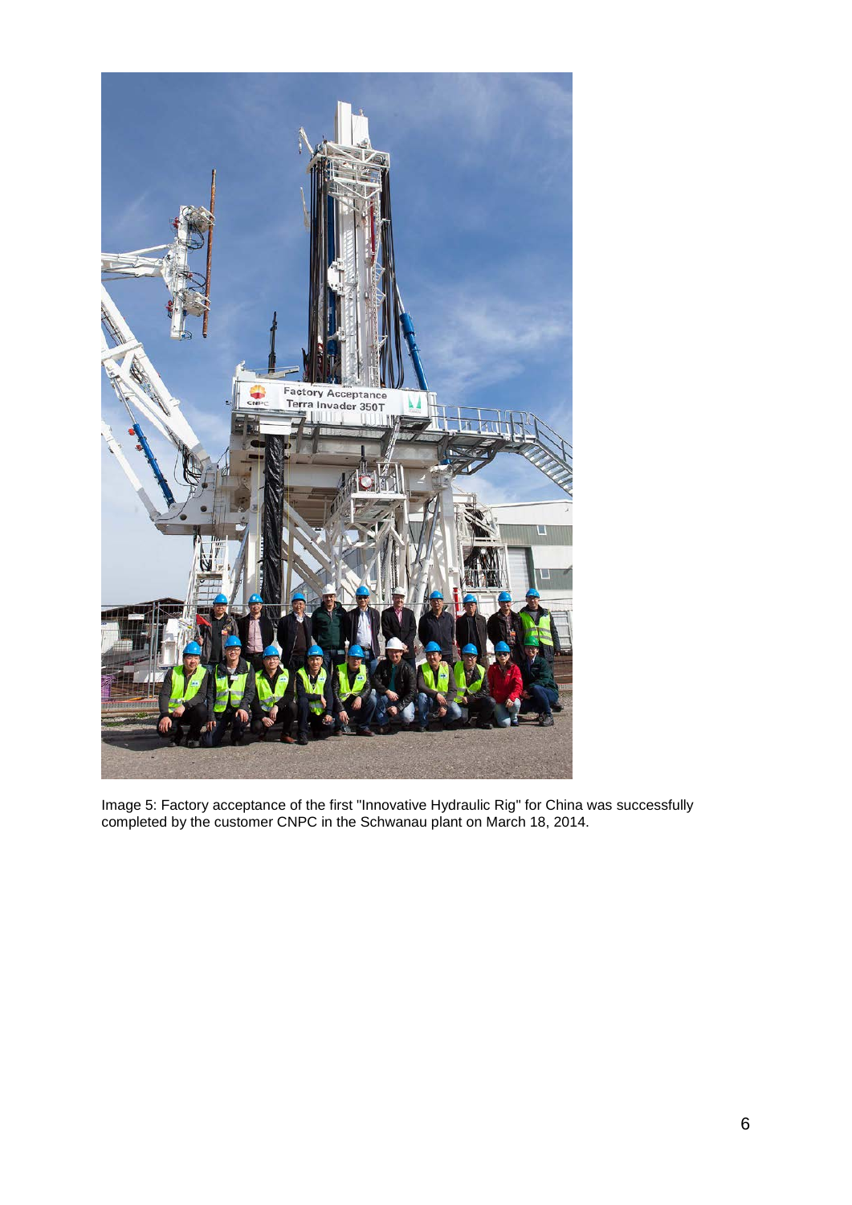Image 5: Factory acceptance of the first "Innovative Hydraulic Rig" for China was successfully completed by the customer CNPC in the Schwanau plant on March 18, 2014.